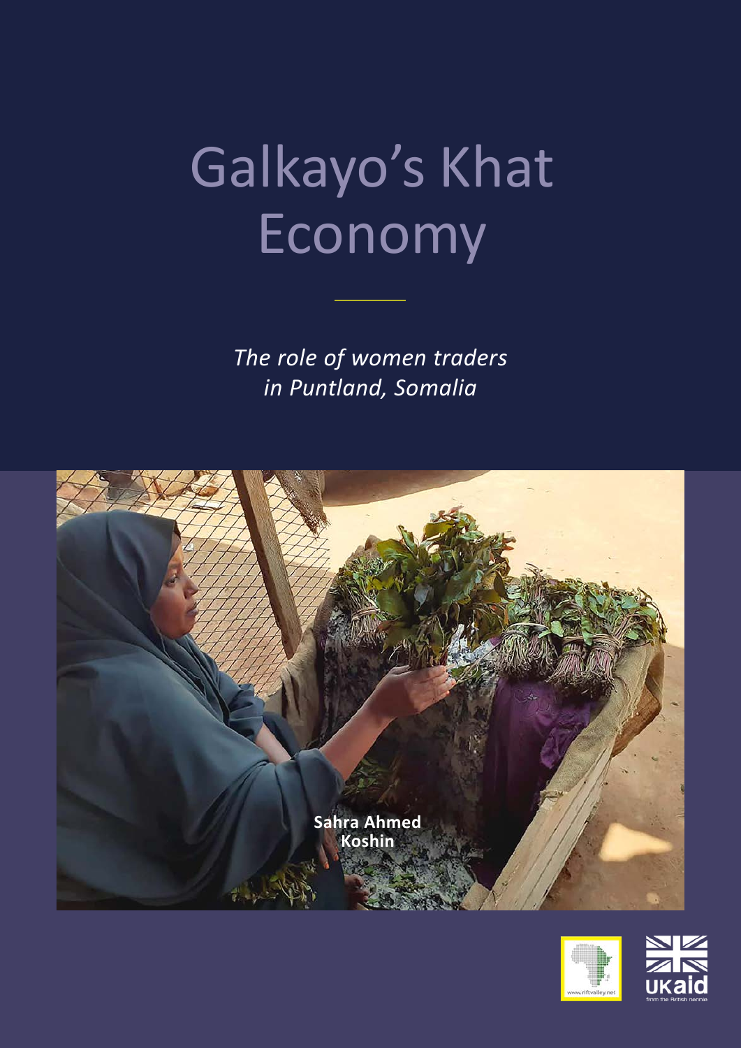# Galkayo's Khat Economy

*The role of women traders in Puntland, Somalia*

**Sahra Ahmed Koshin**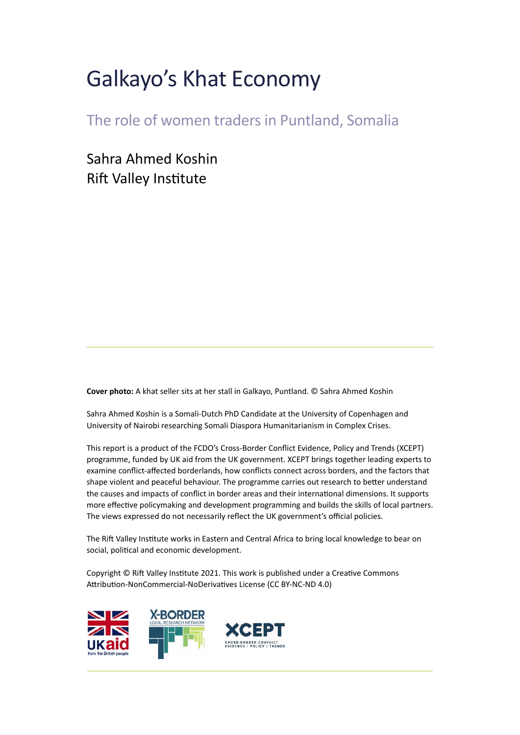# Galkayo's Khat Economy

## The role of women traders in Puntland, Somalia

Sahra Ahmed Koshin
Rift Valley Institute

---

**Cover photo:** A khat seller sits at her stall in Galkayo, Puntland. © Sahra Ahmed Koshin

Sahra Ahmed Koshin is a Somali-Dutch PhD Candidate at the University of Copenhagen and University of Nairobi researching Somali Diaspora Humanitarianism in Complex Crises.

This report is a product of the FCDO's Cross-Border Conflict Evidence, Policy and Trends (XCEPT) programme, funded by UK aid from the UK government. XCEPT brings together leading experts to examine conflict-affected borderlands, how conflicts connect across borders, and the factors that shape violent and peaceful behaviour. The programme carries out research to better understand the causes and impacts of conflict in border areas and their international dimensions. It supports more effective policymaking and development programming and builds the skills of local partners. The views expressed do not necessarily reflect the UK government's official policies.

The Rift Valley Institute works in Eastern and Central Africa to bring local knowledge to bear on social, political and economic development.

Copyright © Rift Valley Institute 2021. This work is published under a Creative Commons Attribution-NonCommercial-NoDerivatives License (CC BY-NC-ND 4.0)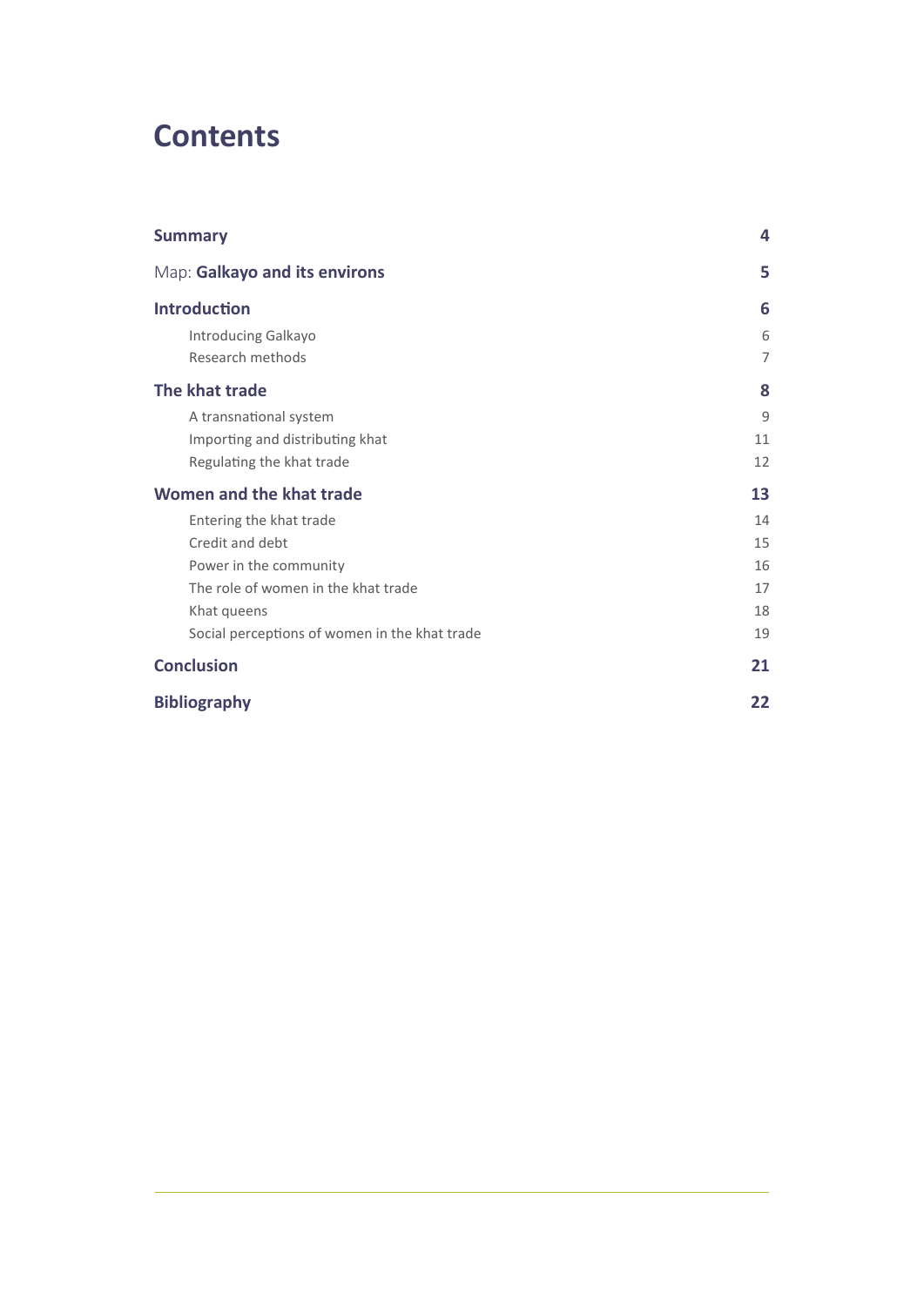# Contents

| | |
|---|---|
| **Summary** | **4** |
| Map: **Galkayo and its environs** | **5** |
| **Introduction** | **6** |
| Introducing Galkayo | 6 |
| Research methods | 7 |
| **The khat trade** | **8** |
| A transnational system | 9 |
| Importing and distributing khat | 11 |
| Regulating the khat trade | 12 |
| **Women and the khat trade** | **13** |
| Entering the khat trade | 14 |
| Credit and debt | 15 |
| Power in the community | 16 |
| The role of women in the khat trade | 17 |
| Khat queens | 18 |
| Social perceptions of women in the khat trade | 19 |
| **Conclusion** | **21** |
| **Bibliography** | **22** |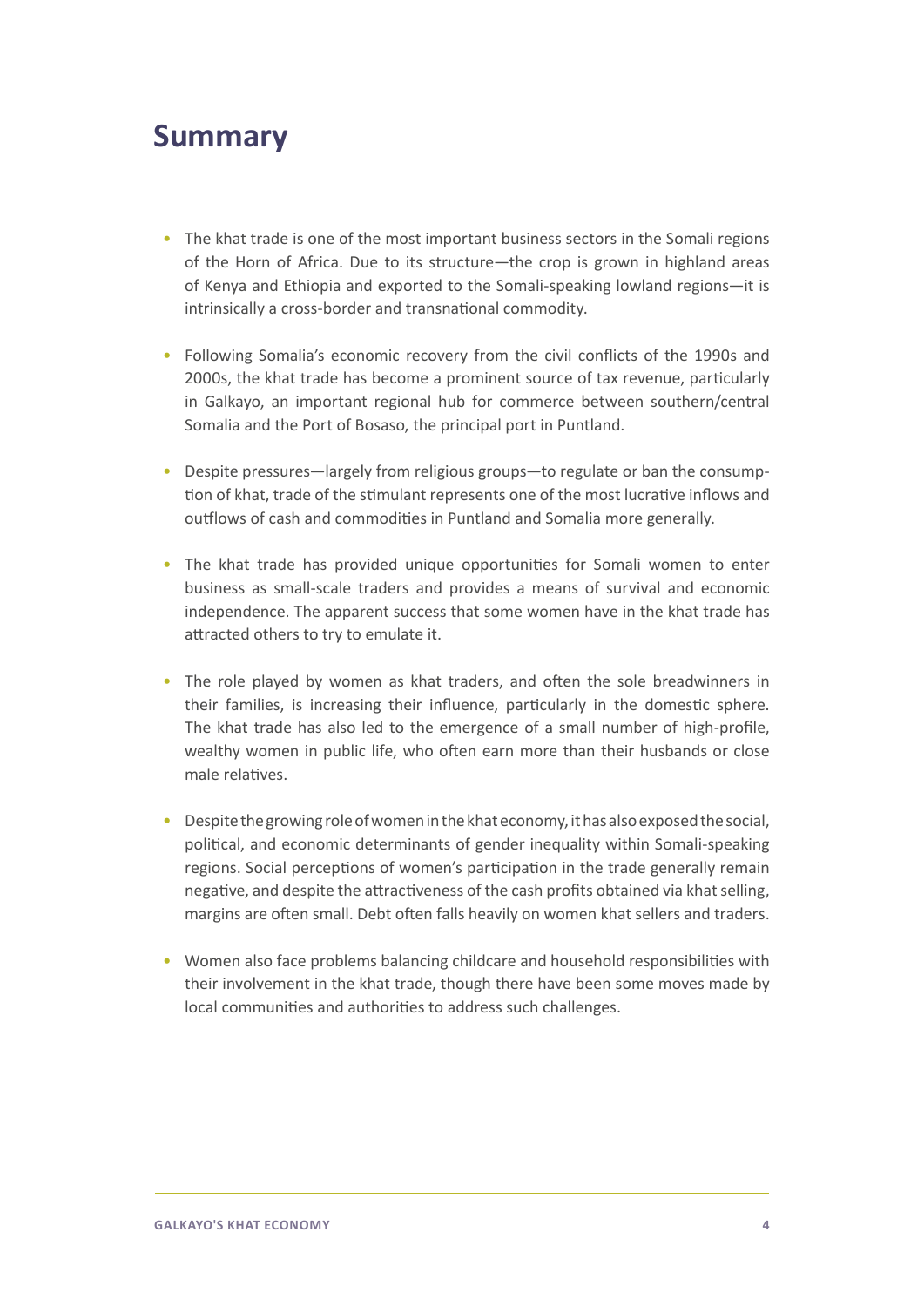# Summary

- The khat trade is one of the most important business sectors in the Somali regions of the Horn of Africa. Due to its structure—the crop is grown in highland areas of Kenya and Ethiopia and exported to the Somali-speaking lowland regions—it is intrinsically a cross-border and transnational commodity.

- Following Somalia's economic recovery from the civil conflicts of the 1990s and 2000s, the khat trade has become a prominent source of tax revenue, particularly in Galkayo, an important regional hub for commerce between southern/central Somalia and the Port of Bosaso, the principal port in Puntland.

- Despite pressures—largely from religious groups—to regulate or ban the consumption of khat, trade of the stimulant represents one of the most lucrative inflows and outflows of cash and commodities in Puntland and Somalia more generally.

- The khat trade has provided unique opportunities for Somali women to enter business as small-scale traders and provides a means of survival and economic independence. The apparent success that some women have in the khat trade has attracted others to try to emulate it.

- The role played by women as khat traders, and often the sole breadwinners in their families, is increasing their influence, particularly in the domestic sphere. The khat trade has also led to the emergence of a small number of high-profile, wealthy women in public life, who often earn more than their husbands or close male relatives.

- Despite the growing role of women in the khat economy, it has also exposed the social, political, and economic determinants of gender inequality within Somali-speaking regions. Social perceptions of women's participation in the trade generally remain negative, and despite the attractiveness of the cash profits obtained via khat selling, margins are often small. Debt often falls heavily on women khat sellers and traders.

- Women also face problems balancing childcare and household responsibilities with their involvement in the khat trade, though there have been some moves made by local communities and authorities to address such challenges.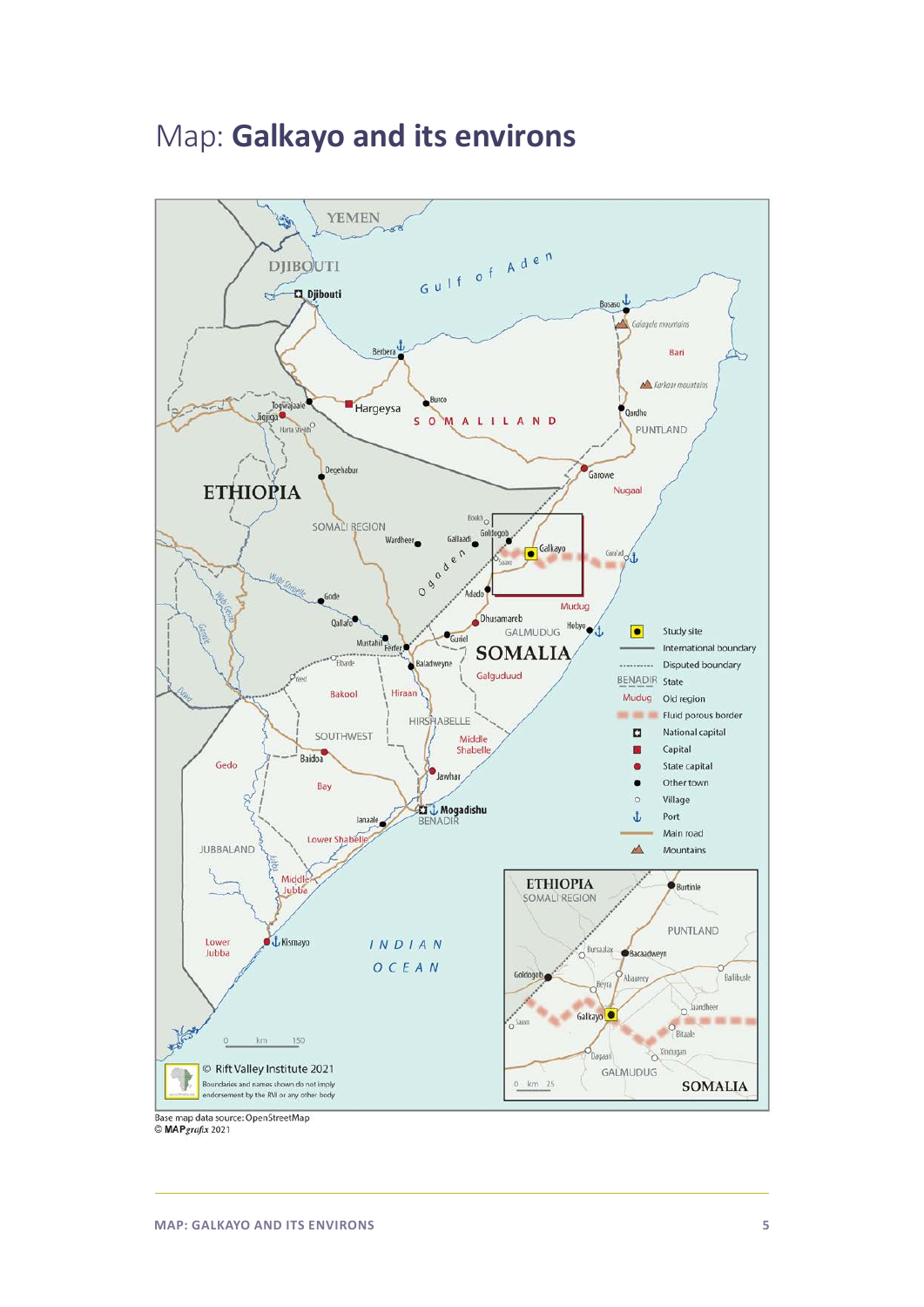# Map: **Galkayo and its environs**

Base map data source: OpenStreetMap
© MAPgrafix 2021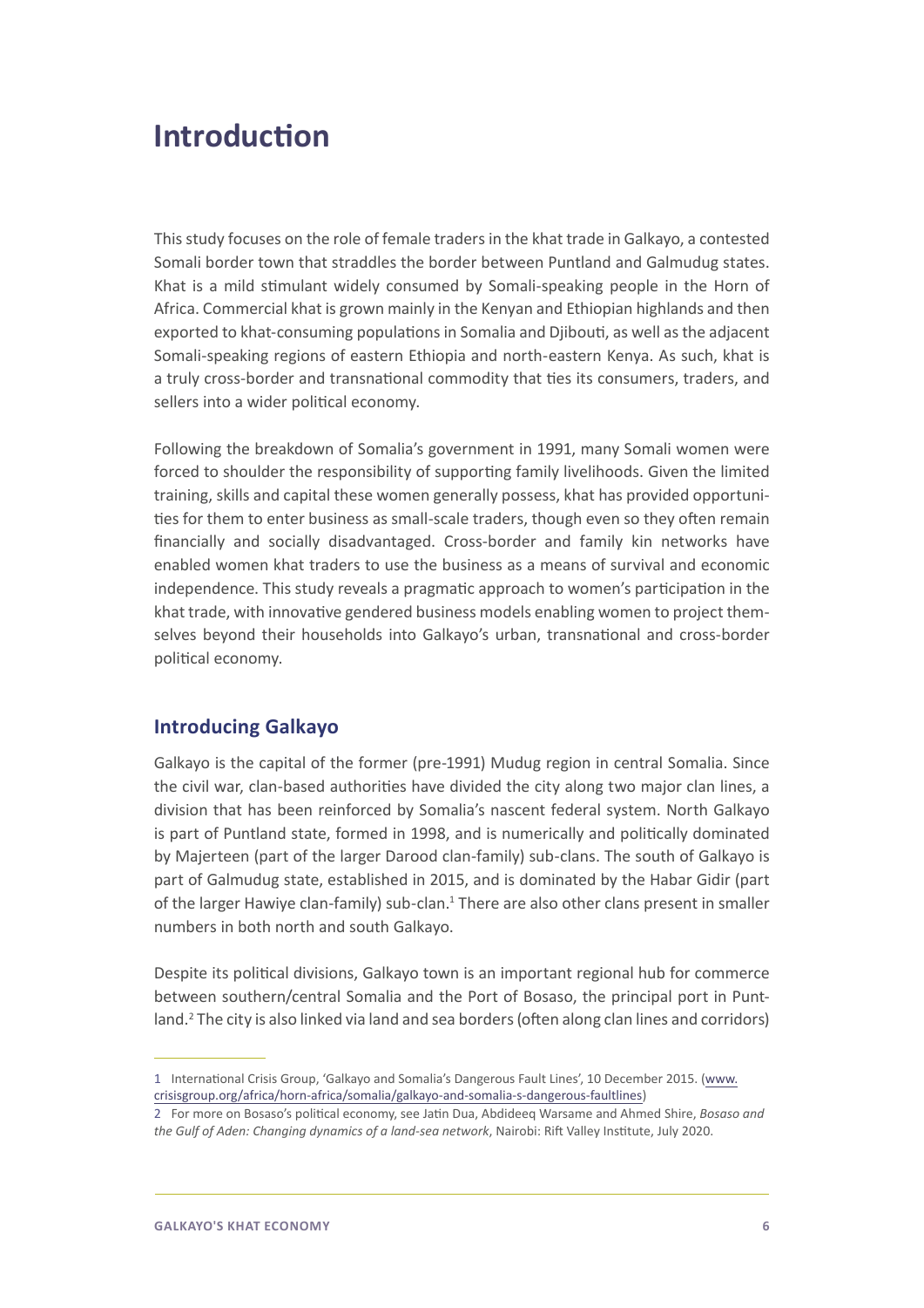# Introduction

This study focuses on the role of female traders in the khat trade in Galkayo, a contested Somali border town that straddles the border between Puntland and Galmudug states. Khat is a mild stimulant widely consumed by Somali-speaking people in the Horn of Africa. Commercial khat is grown mainly in the Kenyan and Ethiopian highlands and then exported to khat-consuming populations in Somalia and Djibouti, as well as the adjacent Somali-speaking regions of eastern Ethiopia and north-eastern Kenya. As such, khat is a truly cross-border and transnational commodity that ties its consumers, traders, and sellers into a wider political economy.

Following the breakdown of Somalia's government in 1991, many Somali women were forced to shoulder the responsibility of supporting family livelihoods. Given the limited training, skills and capital these women generally possess, khat has provided opportunities for them to enter business as small-scale traders, though even so they often remain financially and socially disadvantaged. Cross-border and family kin networks have enabled women khat traders to use the business as a means of survival and economic independence. This study reveals a pragmatic approach to women's participation in the khat trade, with innovative gendered business models enabling women to project themselves beyond their households into Galkayo's urban, transnational and cross-border political economy.

## Introducing Galkayo

Galkayo is the capital of the former (pre-1991) Mudug region in central Somalia. Since the civil war, clan-based authorities have divided the city along two major clan lines, a division that has been reinforced by Somalia's nascent federal system. North Galkayo is part of Puntland state, formed in 1998, and is numerically and politically dominated by Majerteen (part of the larger Darood clan-family) sub-clans. The south of Galkayo is part of Galmudug state, established in 2015, and is dominated by the Habar Gidir (part of the larger Hawiye clan-family) sub-clan.[1] There are also other clans present in smaller numbers in both north and south Galkayo.

Despite its political divisions, Galkayo town is an important regional hub for commerce between southern/central Somalia and the Port of Bosaso, the principal port in Puntland.[2] The city is also linked via land and sea borders (often along clan lines and corridors)

---

1 International Crisis Group, 'Galkayo and Somalia's Dangerous Fault Lines', 10 December 2015. (www.crisisgroup.org/africa/horn-africa/somalia/galkayo-and-somalia-s-dangerous-faultlines)

2 For more on Bosaso's political economy, see Jatin Dua, Abdideeq Warsame and Ahmed Shire, *Bosaso and the Gulf of Aden: Changing dynamics of a land-sea network*, Nairobi: Rift Valley Institute, July 2020.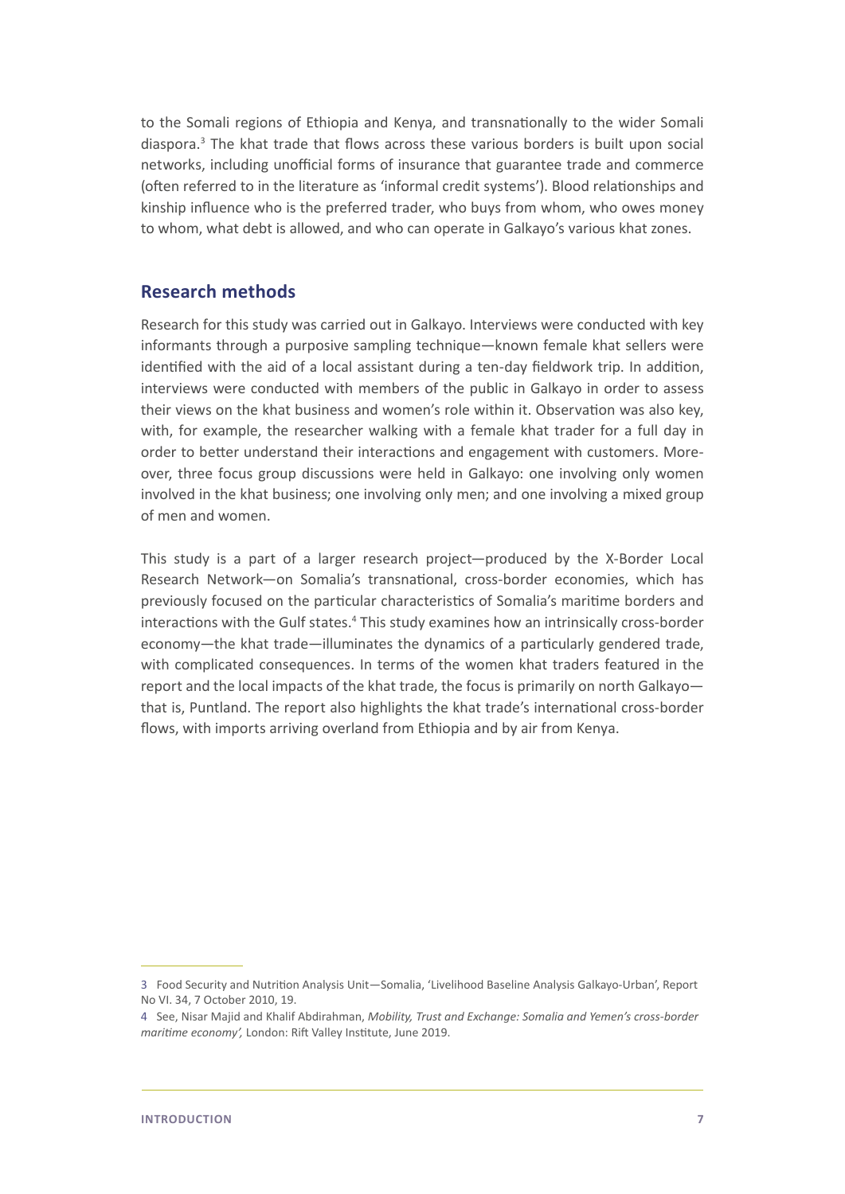to the Somali regions of Ethiopia and Kenya, and transnationally to the wider Somali diaspora.[3] The khat trade that flows across these various borders is built upon social networks, including unofficial forms of insurance that guarantee trade and commerce (often referred to in the literature as 'informal credit systems'). Blood relationships and kinship influence who is the preferred trader, who buys from whom, who owes money to whom, what debt is allowed, and who can operate in Galkayo's various khat zones.

## Research methods

Research for this study was carried out in Galkayo. Interviews were conducted with key informants through a purposive sampling technique—known female khat sellers were identified with the aid of a local assistant during a ten-day fieldwork trip. In addition, interviews were conducted with members of the public in Galkayo in order to assess their views on the khat business and women's role within it. Observation was also key, with, for example, the researcher walking with a female khat trader for a full day in order to better understand their interactions and engagement with customers. Moreover, three focus group discussions were held in Galkayo: one involving only women involved in the khat business; one involving only men; and one involving a mixed group of men and women.

This study is a part of a larger research project—produced by the X-Border Local Research Network—on Somalia's transnational, cross-border economies, which has previously focused on the particular characteristics of Somalia's maritime borders and interactions with the Gulf states.[4] This study examines how an intrinsically cross-border economy—the khat trade—illuminates the dynamics of a particularly gendered trade, with complicated consequences. In terms of the women khat traders featured in the report and the local impacts of the khat trade, the focus is primarily on north Galkayo—that is, Puntland. The report also highlights the khat trade's international cross-border flows, with imports arriving overland from Ethiopia and by air from Kenya.

---

3 Food Security and Nutrition Analysis Unit—Somalia, 'Livelihood Baseline Analysis Galkayo-Urban', Report No VI. 34, 7 October 2010, 19.

4 See, Nisar Majid and Khalif Abdirahman, *Mobility, Trust and Exchange: Somalia and Yemen's cross-border maritime economy',* London: Rift Valley Institute, June 2019.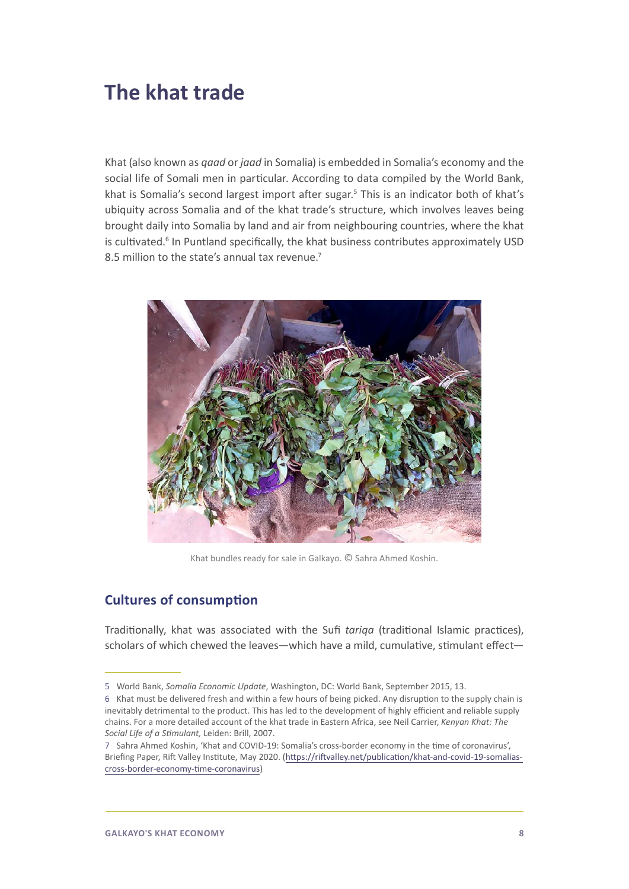# The khat trade

Khat (also known as *qaad* or *jaad* in Somalia) is embedded in Somalia's economy and the social life of Somali men in particular. According to data compiled by the World Bank, khat is Somalia's second largest import after sugar.[5] This is an indicator both of khat's ubiquity across Somalia and of the khat trade's structure, which involves leaves being brought daily into Somalia by land and air from neighbouring countries, where the khat is cultivated.[6] In Puntland specifically, the khat business contributes approximately USD 8.5 million to the state's annual tax revenue.[7]

Khat bundles ready for sale in Galkayo. © Sahra Ahmed Koshin.

## Cultures of consumption

Traditionally, khat was associated with the Sufi *tariqa* (traditional Islamic practices), scholars of which chewed the leaves—which have a mild, cumulative, stimulant effect—

---

5 World Bank, *Somalia Economic Update*, Washington, DC: World Bank, September 2015, 13.

6 Khat must be delivered fresh and within a few hours of being picked. Any disruption to the supply chain is inevitably detrimental to the product. This has led to the development of highly efficient and reliable supply chains. For a more detailed account of the khat trade in Eastern Africa, see Neil Carrier, *Kenyan Khat: The Social Life of a Stimulant,* Leiden: Brill, 2007.

7 Sahra Ahmed Koshin, 'Khat and COVID-19: Somalia's cross-border economy in the time of coronavirus', Briefing Paper, Rift Valley Institute, May 2020. (https://riftvalley.net/publication/khat-and-covid-19-somalias-cross-border-economy-time-coronavirus)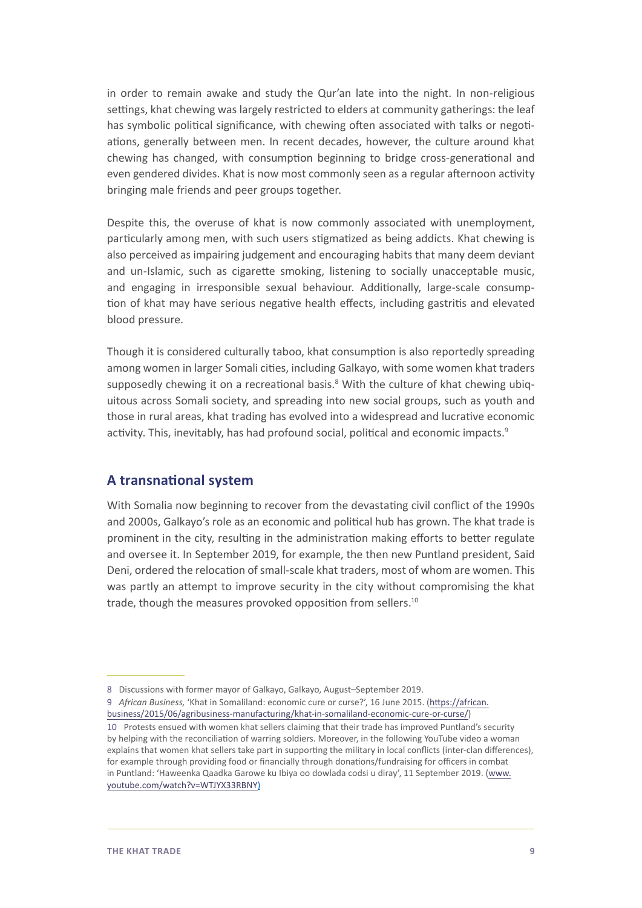in order to remain awake and study the Qur'an late into the night. In non-religious settings, khat chewing was largely restricted to elders at community gatherings: the leaf has symbolic political significance, with chewing often associated with talks or negotiations, generally between men. In recent decades, however, the culture around khat chewing has changed, with consumption beginning to bridge cross-generational and even gendered divides. Khat is now most commonly seen as a regular afternoon activity bringing male friends and peer groups together.

Despite this, the overuse of khat is now commonly associated with unemployment, particularly among men, with such users stigmatized as being addicts. Khat chewing is also perceived as impairing judgement and encouraging habits that many deem deviant and un-Islamic, such as cigarette smoking, listening to socially unacceptable music, and engaging in irresponsible sexual behaviour. Additionally, large-scale consumption of khat may have serious negative health effects, including gastritis and elevated blood pressure.

Though it is considered culturally taboo, khat consumption is also reportedly spreading among women in larger Somali cities, including Galkayo, with some women khat traders supposedly chewing it on a recreational basis.[8] With the culture of khat chewing ubiquitous across Somali society, and spreading into new social groups, such as youth and those in rural areas, khat trading has evolved into a widespread and lucrative economic activity. This, inevitably, has had profound social, political and economic impacts.[9]

## A transnational system

With Somalia now beginning to recover from the devastating civil conflict of the 1990s and 2000s, Galkayo's role as an economic and political hub has grown. The khat trade is prominent in the city, resulting in the administration making efforts to better regulate and oversee it. In September 2019, for example, the then new Puntland president, Said Deni, ordered the relocation of small-scale khat traders, most of whom are women. This was partly an attempt to improve security in the city without compromising the khat trade, though the measures provoked opposition from sellers.[10]

---

8 Discussions with former mayor of Galkayo, Galkayo, August–September 2019.

9 *African Business,* 'Khat in Somaliland: economic cure or curse?', 16 June 2015. (https://african.business/2015/06/agribusiness-manufacturing/khat-in-somaliland-economic-cure-or-curse/)

10 Protests ensued with women khat sellers claiming that their trade has improved Puntland's security by helping with the reconciliation of warring soldiers. Moreover, in the following YouTube video a woman explains that women khat sellers take part in supporting the military in local conflicts (inter-clan differences), for example through providing food or financially through donations/fundraising for officers in combat in Puntland: 'Haweenka Qaadka Garowe ku Ibiya oo dowlada codsi u diray', 11 September 2019. (www.youtube.com/watch?v=WTJYX33RBNY)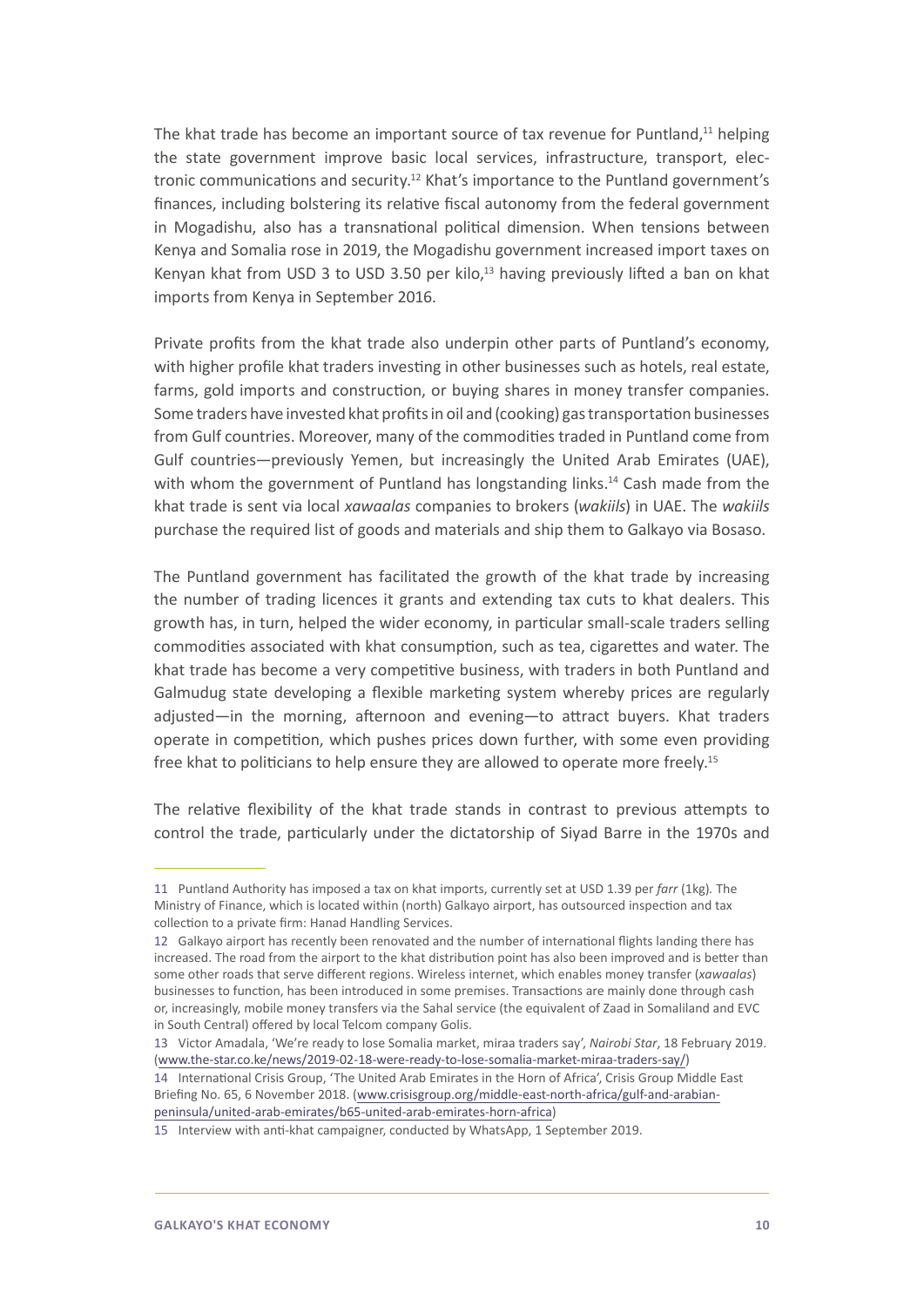The khat trade has become an important source of tax revenue for Puntland,[11] helping the state government improve basic local services, infrastructure, transport, electronic communications and security.[12] Khat's importance to the Puntland government's finances, including bolstering its relative fiscal autonomy from the federal government in Mogadishu, also has a transnational political dimension. When tensions between Kenya and Somalia rose in 2019, the Mogadishu government increased import taxes on Kenyan khat from USD 3 to USD 3.50 per kilo,[13] having previously lifted a ban on khat imports from Kenya in September 2016.

Private profits from the khat trade also underpin other parts of Puntland's economy, with higher profile khat traders investing in other businesses such as hotels, real estate, farms, gold imports and construction, or buying shares in money transfer companies. Some traders have invested khat profits in oil and (cooking) gas transportation businesses from Gulf countries. Moreover, many of the commodities traded in Puntland come from Gulf countries—previously Yemen, but increasingly the United Arab Emirates (UAE), with whom the government of Puntland has longstanding links.[14] Cash made from the khat trade is sent via local *xawaalas* companies to brokers (*wakiils*) in UAE. The *wakiils* purchase the required list of goods and materials and ship them to Galkayo via Bosaso.

The Puntland government has facilitated the growth of the khat trade by increasing the number of trading licences it grants and extending tax cuts to khat dealers. This growth has, in turn, helped the wider economy, in particular small-scale traders selling commodities associated with khat consumption, such as tea, cigarettes and water. The khat trade has become a very competitive business, with traders in both Puntland and Galmudug state developing a flexible marketing system whereby prices are regularly adjusted—in the morning, afternoon and evening—to attract buyers. Khat traders operate in competition, which pushes prices down further, with some even providing free khat to politicians to help ensure they are allowed to operate more freely.[15]

The relative flexibility of the khat trade stands in contrast to previous attempts to control the trade, particularly under the dictatorship of Siyad Barre in the 1970s and

---

11 Puntland Authority has imposed a tax on khat imports, currently set at USD 1.39 per *farr* (1kg). The Ministry of Finance, which is located within (north) Galkayo airport, has outsourced inspection and tax collection to a private firm: Hanad Handling Services.

12 Galkayo airport has recently been renovated and the number of international flights landing there has increased. The road from the airport to the khat distribution point has also been improved and is better than some other roads that serve different regions. Wireless internet, which enables money transfer (*xawaalas*) businesses to function, has been introduced in some premises. Transactions are mainly done through cash or, increasingly, mobile money transfers via the Sahal service (the equivalent of Zaad in Somaliland and EVC in South Central) offered by local Telcom company Golis.

13 Victor Amadala, 'We're ready to lose Somalia market, miraa traders say', *Nairobi Star*, 18 February 2019. (www.the-star.co.ke/news/2019-02-18-were-ready-to-lose-somalia-market-miraa-traders-say/)

14 International Crisis Group, 'The United Arab Emirates in the Horn of Africa', Crisis Group Middle East Briefing No. 65, 6 November 2018. (www.crisisgroup.org/middle-east-north-africa/gulf-and-arabian-peninsula/united-arab-emirates/b65-united-arab-emirates-horn-africa)

15 Interview with anti-khat campaigner, conducted by WhatsApp, 1 September 2019.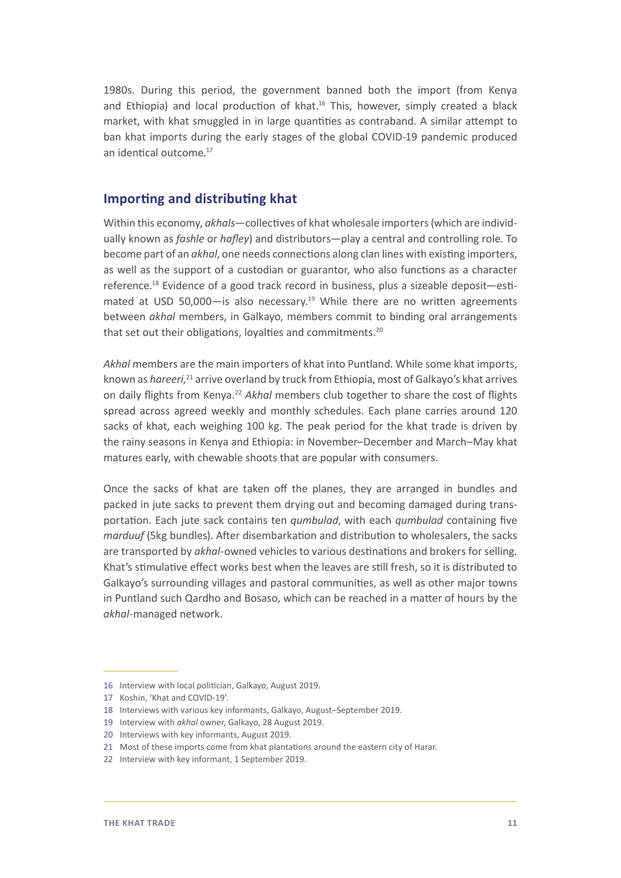1980s. During this period, the government banned both the import (from Kenya and Ethiopia) and local production of khat.[16] This, however, simply created a black market, with khat smuggled in in large quantities as contraband. A similar attempt to ban khat imports during the early stages of the global COVID-19 pandemic produced an identical outcome.[17]

## Importing and distributing khat

Within this economy, *akhals*—collectives of khat wholesale importers (which are individually known as *fashle* or *hafley*) and distributors—play a central and controlling role. To become part of an *akhal*, one needs connections along clan lines with existing importers, as well as the support of a custodian or guarantor, who also functions as a character reference.[18] Evidence of a good track record in business, plus a sizeable deposit—estimated at USD 50,000—is also necessary.[19] While there are no written agreements between *akhal* members, in Galkayo, members commit to binding oral arrangements that set out their obligations, loyalties and commitments.[20]

*Akhal* members are the main importers of khat into Puntland. While some khat imports, known as *hareeri*,[21] arrive overland by truck from Ethiopia, most of Galkayo's khat arrives on daily flights from Kenya.[22] *Akhal* members club together to share the cost of flights spread across agreed weekly and monthly schedules. Each plane carries around 120 sacks of khat, each weighing 100 kg. The peak period for the khat trade is driven by the rainy seasons in Kenya and Ethiopia: in November–December and March–May khat matures early, with chewable shoots that are popular with consumers.

Once the sacks of khat are taken off the planes, they are arranged in bundles and packed in jute sacks to prevent them drying out and becoming damaged during transportation. Each jute sack contains ten *qumbulad*, with each *qumbulad* containing five *marduuf* (5kg bundles). After disembarkation and distribution to wholesalers, the sacks are transported by *akhal*-owned vehicles to various destinations and brokers for selling. Khat's stimulative effect works best when the leaves are still fresh, so it is distributed to Galkayo's surrounding villages and pastoral communities, as well as other major towns in Puntland such Qardho and Bosaso, which can be reached in a matter of hours by the *akhal*-managed network.

---

16 Interview with local politician, Galkayo, August 2019.

17 Koshin, 'Khat and COVID-19'.

18 Interviews with various key informants, Galkayo, August–September 2019.

19 Interview with *akhal* owner, Galkayo, 28 August 2019.

20 Interviews with key informants, August 2019.

21 Most of these imports come from khat plantations around the eastern city of Harar.

22 Interview with key informant, 1 September 2019.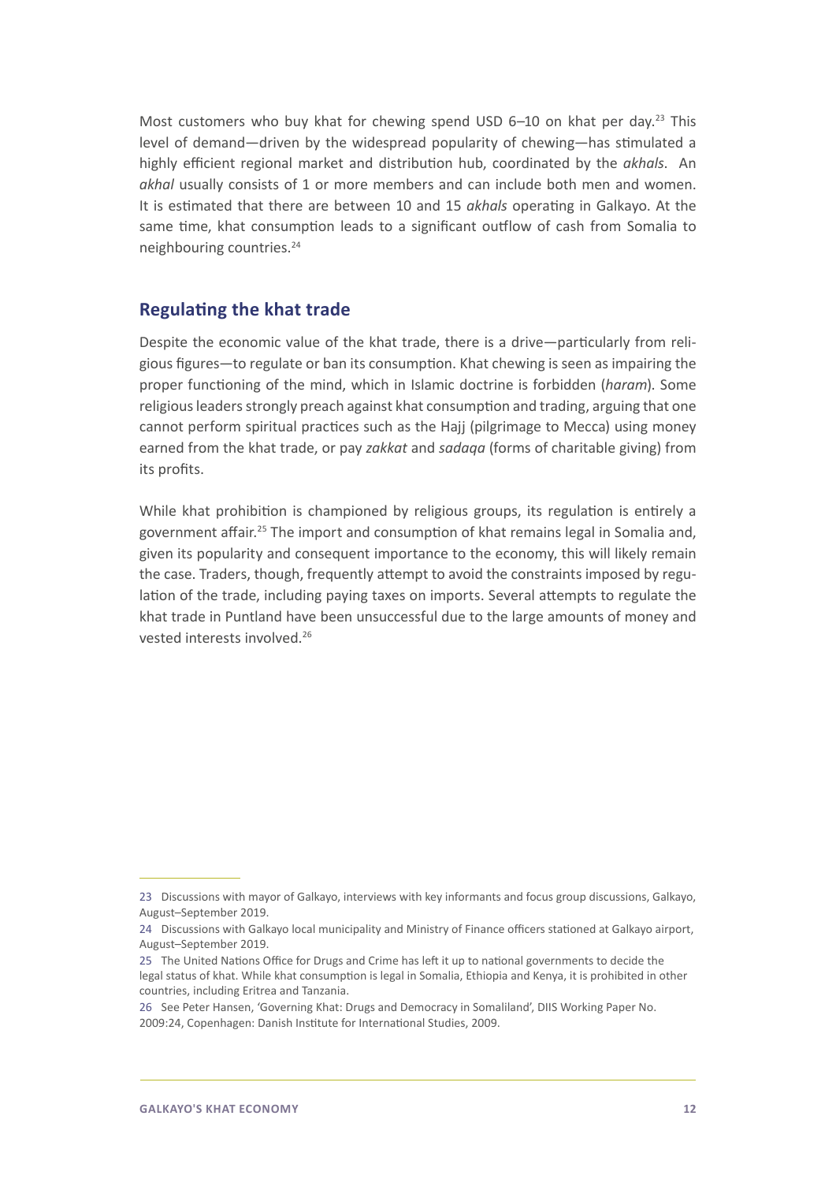Most customers who buy khat for chewing spend USD 6–10 on khat per day.[23] This level of demand—driven by the widespread popularity of chewing—has stimulated a highly efficient regional market and distribution hub, coordinated by the *akhals*. An *akhal* usually consists of 1 or more members and can include both men and women. It is estimated that there are between 10 and 15 *akhals* operating in Galkayo. At the same time, khat consumption leads to a significant outflow of cash from Somalia to neighbouring countries.[24]

## Regulating the khat trade

Despite the economic value of the khat trade, there is a drive—particularly from religious figures—to regulate or ban its consumption. Khat chewing is seen as impairing the proper functioning of the mind, which in Islamic doctrine is forbidden (*haram*). Some religious leaders strongly preach against khat consumption and trading, arguing that one cannot perform spiritual practices such as the Hajj (pilgrimage to Mecca) using money earned from the khat trade, or pay *zakkat* and *sadaqa* (forms of charitable giving) from its profits.

While khat prohibition is championed by religious groups, its regulation is entirely a government affair.[25] The import and consumption of khat remains legal in Somalia and, given its popularity and consequent importance to the economy, this will likely remain the case. Traders, though, frequently attempt to avoid the constraints imposed by regulation of the trade, including paying taxes on imports. Several attempts to regulate the khat trade in Puntland have been unsuccessful due to the large amounts of money and vested interests involved.[26]

---

23 Discussions with mayor of Galkayo, interviews with key informants and focus group discussions, Galkayo, August–September 2019.

24 Discussions with Galkayo local municipality and Ministry of Finance officers stationed at Galkayo airport, August–September 2019.

25 The United Nations Office for Drugs and Crime has left it up to national governments to decide the legal status of khat. While khat consumption is legal in Somalia, Ethiopia and Kenya, it is prohibited in other countries, including Eritrea and Tanzania.

26 See Peter Hansen, 'Governing Khat: Drugs and Democracy in Somaliland', DIIS Working Paper No. 2009:24, Copenhagen: Danish Institute for International Studies, 2009.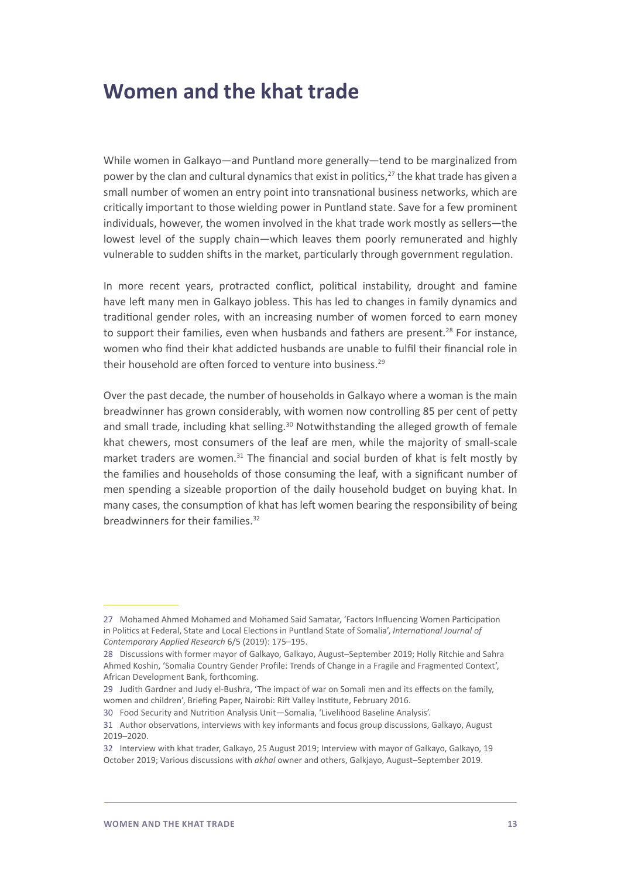# Women and the khat trade

While women in Galkayo—and Puntland more generally—tend to be marginalized from power by the clan and cultural dynamics that exist in politics,[27] the khat trade has given a small number of women an entry point into transnational business networks, which are critically important to those wielding power in Puntland state. Save for a few prominent individuals, however, the women involved in the khat trade work mostly as sellers—the lowest level of the supply chain—which leaves them poorly remunerated and highly vulnerable to sudden shifts in the market, particularly through government regulation.

In more recent years, protracted conflict, political instability, drought and famine have left many men in Galkayo jobless. This has led to changes in family dynamics and traditional gender roles, with an increasing number of women forced to earn money to support their families, even when husbands and fathers are present.[28] For instance, women who find their khat addicted husbands are unable to fulfil their financial role in their household are often forced to venture into business.[29]

Over the past decade, the number of households in Galkayo where a woman is the main breadwinner has grown considerably, with women now controlling 85 per cent of petty and small trade, including khat selling.[30] Notwithstanding the alleged growth of female khat chewers, most consumers of the leaf are men, while the majority of small-scale market traders are women.[31] The financial and social burden of khat is felt mostly by the families and households of those consuming the leaf, with a significant number of men spending a sizeable proportion of the daily household budget on buying khat. In many cases, the consumption of khat has left women bearing the responsibility of being breadwinners for their families.[32]

---

27 Mohamed Ahmed Mohamed and Mohamed Said Samatar, 'Factors Influencing Women Participation in Politics at Federal, State and Local Elections in Puntland State of Somalia', *International Journal of Contemporary Applied Research* 6/5 (2019): 175–195.

28 Discussions with former mayor of Galkayo, Galkayo, August–September 2019; Holly Ritchie and Sahra Ahmed Koshin, 'Somalia Country Gender Profile: Trends of Change in a Fragile and Fragmented Context', African Development Bank, forthcoming.

29 Judith Gardner and Judy el-Bushra, 'The impact of war on Somali men and its effects on the family, women and children', Briefing Paper, Nairobi: Rift Valley Institute, February 2016.

30 Food Security and Nutrition Analysis Unit—Somalia, 'Livelihood Baseline Analysis'.

31 Author observations, interviews with key informants and focus group discussions, Galkayo, August 2019–2020.

32 Interview with khat trader, Galkayo, 25 August 2019; Interview with mayor of Galkayo, Galkayo, 19 October 2019; Various discussions with *akhal* owner and others, Galkjayo, August–September 2019.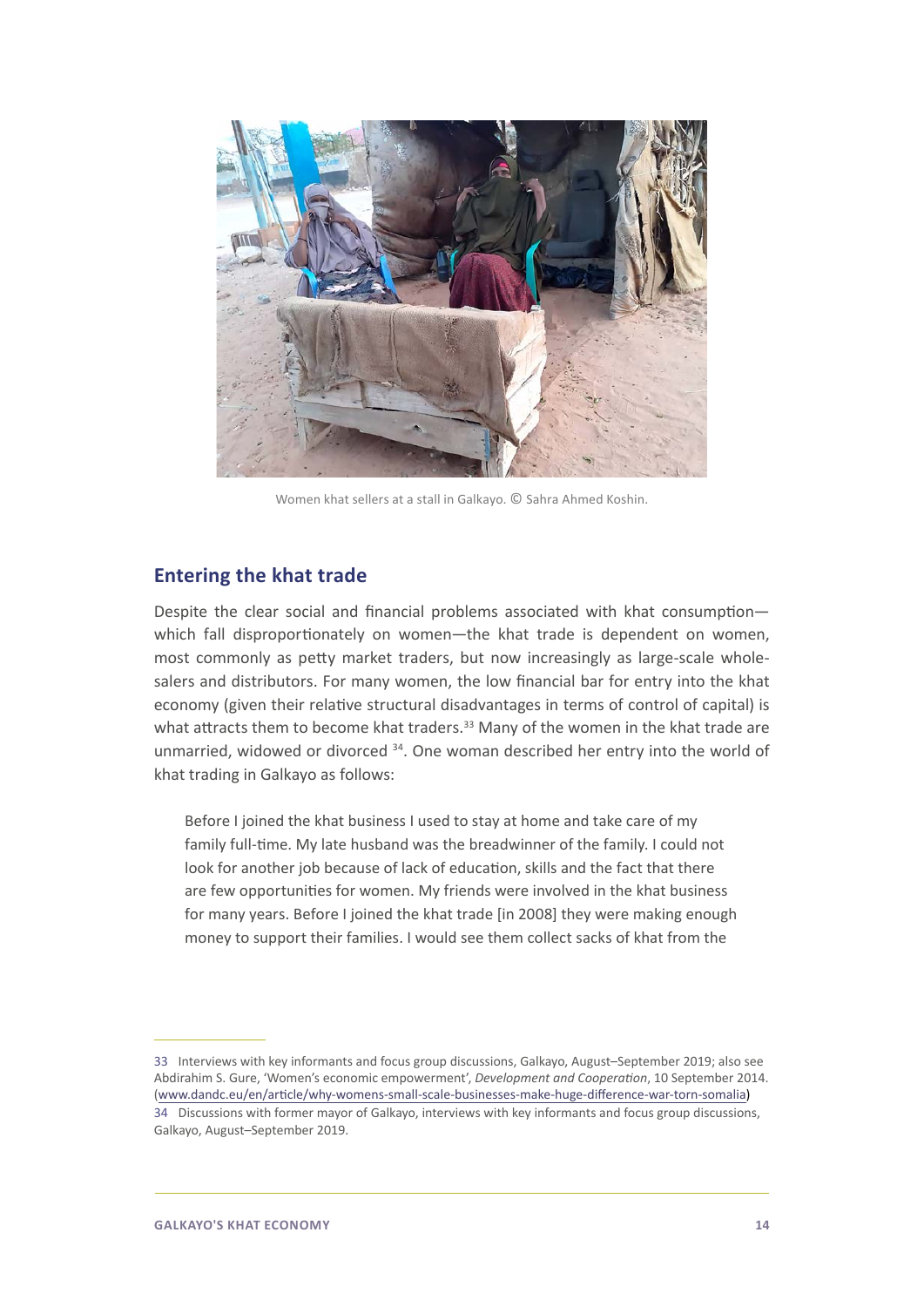Women khat sellers at a stall in Galkayo. © Sahra Ahmed Koshin.

## Entering the khat trade

Despite the clear social and financial problems associated with khat consumption—which fall disproportionately on women—the khat trade is dependent on women, most commonly as petty market traders, but now increasingly as large-scale wholesalers and distributors. For many women, the low financial bar for entry into the khat economy (given their relative structural disadvantages in terms of control of capital) is what attracts them to become khat traders.[33] Many of the women in the khat trade are unmarried, widowed or divorced [34]. One woman described her entry into the world of khat trading in Galkayo as follows:

> Before I joined the khat business I used to stay at home and take care of my family full-time. My late husband was the breadwinner of the family. I could not look for another job because of lack of education, skills and the fact that there are few opportunities for women. My friends were involved in the khat business for many years. Before I joined the khat trade [in 2008] they were making enough money to support their families. I would see them collect sacks of khat from the

---

33 Interviews with key informants and focus group discussions, Galkayo, August–September 2019; also see Abdirahim S. Gure, 'Women's economic empowerment', *Development and Cooperation*, 10 September 2014. (www.dandc.eu/en/article/why-womens-small-scale-businesses-make-huge-difference-war-torn-somalia)

34 Discussions with former mayor of Galkayo, interviews with key informants and focus group discussions, Galkayo, August–September 2019.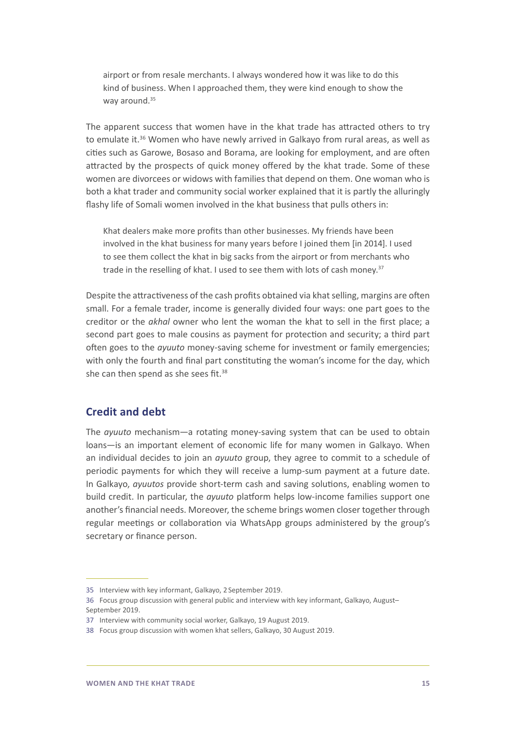> airport or from resale merchants. I always wondered how it was like to do this kind of business. When I approached them, they were kind enough to show the way around.[35]

The apparent success that women have in the khat trade has attracted others to try to emulate it.[36] Women who have newly arrived in Galkayo from rural areas, as well as cities such as Garowe, Bosaso and Borama, are looking for employment, and are often attracted by the prospects of quick money offered by the khat trade. Some of these women are divorcees or widows with families that depend on them. One woman who is both a khat trader and community social worker explained that it is partly the alluringly flashy life of Somali women involved in the khat business that pulls others in:

> Khat dealers make more profits than other businesses. My friends have been involved in the khat business for many years before I joined them [in 2014]. I used to see them collect the khat in big sacks from the airport or from merchants who trade in the reselling of khat. I used to see them with lots of cash money.[37]

Despite the attractiveness of the cash profits obtained via khat selling, margins are often small. For a female trader, income is generally divided four ways: one part goes to the creditor or the *akhal* owner who lent the woman the khat to sell in the first place; a second part goes to male cousins as payment for protection and security; a third part often goes to the *ayuuto* money-saving scheme for investment or family emergencies; with only the fourth and final part constituting the woman's income for the day, which she can then spend as she sees fit.[38]

## Credit and debt

The *ayuuto* mechanism—a rotating money-saving system that can be used to obtain loans—is an important element of economic life for many women in Galkayo. When an individual decides to join an *ayuuto* group, they agree to commit to a schedule of periodic payments for which they will receive a lump-sum payment at a future date. In Galkayo, *ayuutos* provide short-term cash and saving solutions, enabling women to build credit. In particular, the *ayuuto* platform helps low-income families support one another's financial needs. Moreover, the scheme brings women closer together through regular meetings or collaboration via WhatsApp groups administered by the group's secretary or finance person.

---

35 Interview with key informant, Galkayo, 2 September 2019.

36 Focus group discussion with general public and interview with key informant, Galkayo, August–September 2019.

37 Interview with community social worker, Galkayo, 19 August 2019.

38 Focus group discussion with women khat sellers, Galkayo, 30 August 2019.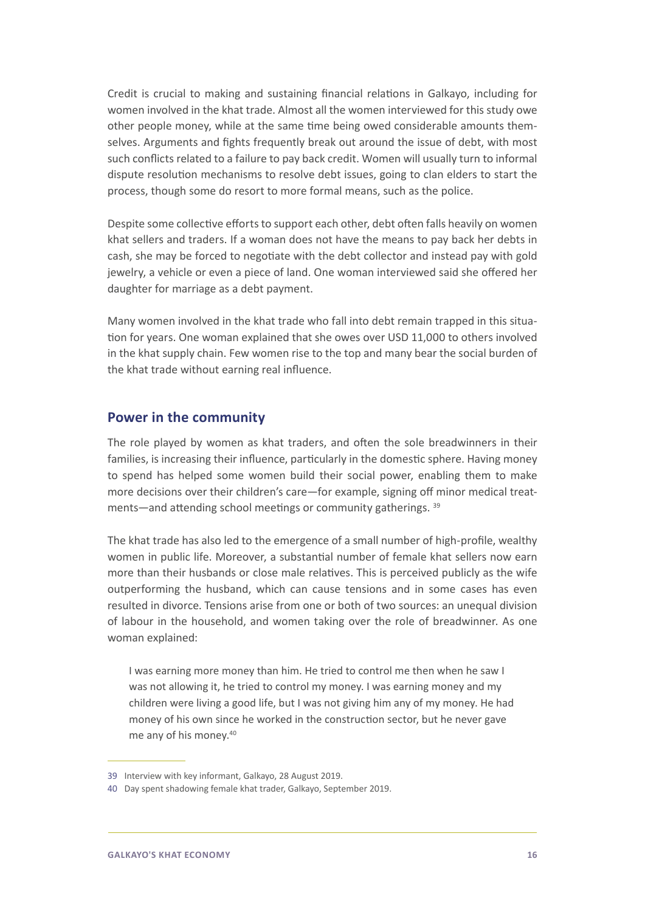Credit is crucial to making and sustaining financial relations in Galkayo, including for women involved in the khat trade. Almost all the women interviewed for this study owe other people money, while at the same time being owed considerable amounts themselves. Arguments and fights frequently break out around the issue of debt, with most such conflicts related to a failure to pay back credit. Women will usually turn to informal dispute resolution mechanisms to resolve debt issues, going to clan elders to start the process, though some do resort to more formal means, such as the police.

Despite some collective efforts to support each other, debt often falls heavily on women khat sellers and traders. If a woman does not have the means to pay back her debts in cash, she may be forced to negotiate with the debt collector and instead pay with gold jewelry, a vehicle or even a piece of land. One woman interviewed said she offered her daughter for marriage as a debt payment.

Many women involved in the khat trade who fall into debt remain trapped in this situation for years. One woman explained that she owes over USD 11,000 to others involved in the khat supply chain. Few women rise to the top and many bear the social burden of the khat trade without earning real influence.

## Power in the community

The role played by women as khat traders, and often the sole breadwinners in their families, is increasing their influence, particularly in the domestic sphere. Having money to spend has helped some women build their social power, enabling them to make more decisions over their children's care—for example, signing off minor medical treatments—and attending school meetings or community gatherings. [39]

The khat trade has also led to the emergence of a small number of high-profile, wealthy women in public life. Moreover, a substantial number of female khat sellers now earn more than their husbands or close male relatives. This is perceived publicly as the wife outperforming the husband, which can cause tensions and in some cases has even resulted in divorce. Tensions arise from one or both of two sources: an unequal division of labour in the household, and women taking over the role of breadwinner. As one woman explained:

> I was earning more money than him. He tried to control me then when he saw I was not allowing it, he tried to control my money. I was earning money and my children were living a good life, but I was not giving him any of my money. He had money of his own since he worked in the construction sector, but he never gave me any of his money.[40]

---

39 Interview with key informant, Galkayo, 28 August 2019.

40 Day spent shadowing female khat trader, Galkayo, September 2019.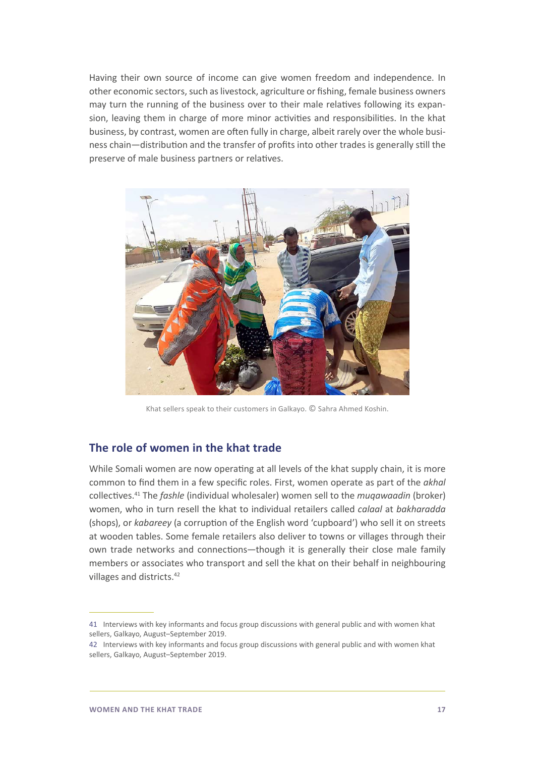Having their own source of income can give women freedom and independence. In other economic sectors, such as livestock, agriculture or fishing, female business owners may turn the running of the business over to their male relatives following its expansion, leaving them in charge of more minor activities and responsibilities. In the khat business, by contrast, women are often fully in charge, albeit rarely over the whole business chain—distribution and the transfer of profits into other trades is generally still the preserve of male business partners or relatives.

Khat sellers speak to their customers in Galkayo. © Sahra Ahmed Koshin.

## The role of women in the khat trade

While Somali women are now operating at all levels of the khat supply chain, it is more common to find them in a few specific roles. First, women operate as part of the *akhal* collectives.[41] The *fashle* (individual wholesaler) women sell to the *muqawaadin* (broker) women, who in turn resell the khat to individual retailers called *calaal* at *bakharadda* (shops), or *kabareey* (a corruption of the English word 'cupboard') who sell it on streets at wooden tables. Some female retailers also deliver to towns or villages through their own trade networks and connections—though it is generally their close male family members or associates who transport and sell the khat on their behalf in neighbouring villages and districts.[42]

---

41 Interviews with key informants and focus group discussions with general public and with women khat sellers, Galkayo, August–September 2019.

42 Interviews with key informants and focus group discussions with general public and with women khat sellers, Galkayo, August–September 2019.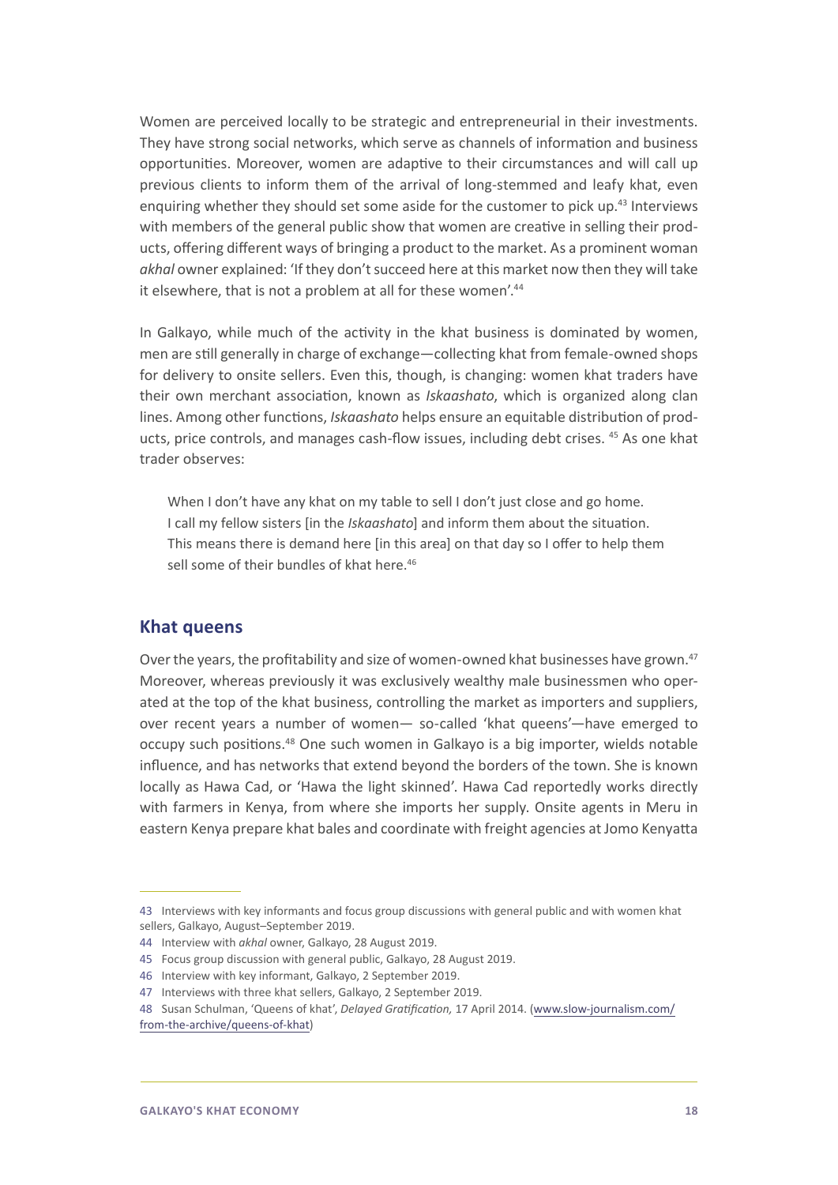Women are perceived locally to be strategic and entrepreneurial in their investments. They have strong social networks, which serve as channels of information and business opportunities. Moreover, women are adaptive to their circumstances and will call up previous clients to inform them of the arrival of long-stemmed and leafy khat, even enquiring whether they should set some aside for the customer to pick up.[43] Interviews with members of the general public show that women are creative in selling their products, offering different ways of bringing a product to the market. As a prominent woman *akhal* owner explained: 'If they don't succeed here at this market now then they will take it elsewhere, that is not a problem at all for these women'.[44]

In Galkayo, while much of the activity in the khat business is dominated by women, men are still generally in charge of exchange—collecting khat from female-owned shops for delivery to onsite sellers. Even this, though, is changing: women khat traders have their own merchant association, known as *Iskaashato*, which is organized along clan lines. Among other functions, *Iskaashato* helps ensure an equitable distribution of products, price controls, and manages cash-flow issues, including debt crises. [45] As one khat trader observes:

> When I don't have any khat on my table to sell I don't just close and go home. I call my fellow sisters [in the *Iskaashato*] and inform them about the situation. This means there is demand here [in this area] on that day so I offer to help them sell some of their bundles of khat here.[46]

## Khat queens

Over the years, the profitability and size of women-owned khat businesses have grown.[47] Moreover, whereas previously it was exclusively wealthy male businessmen who operated at the top of the khat business, controlling the market as importers and suppliers, over recent years a number of women— so-called 'khat queens'—have emerged to occupy such positions.[48] One such women in Galkayo is a big importer, wields notable influence, and has networks that extend beyond the borders of the town. She is known locally as Hawa Cad, or 'Hawa the light skinned'. Hawa Cad reportedly works directly with farmers in Kenya, from where she imports her supply. Onsite agents in Meru in eastern Kenya prepare khat bales and coordinate with freight agencies at Jomo Kenyatta

---

43 Interviews with key informants and focus group discussions with general public and with women khat sellers, Galkayo, August–September 2019.

44 Interview with *akhal* owner, Galkayo, 28 August 2019.

45 Focus group discussion with general public, Galkayo, 28 August 2019.

46 Interview with key informant, Galkayo, 2 September 2019.

47 Interviews with three khat sellers, Galkayo, 2 September 2019.

48 Susan Schulman, 'Queens of khat', *Delayed Gratification,* 17 April 2014. (www.slow-journalism.com/from-the-archive/queens-of-khat)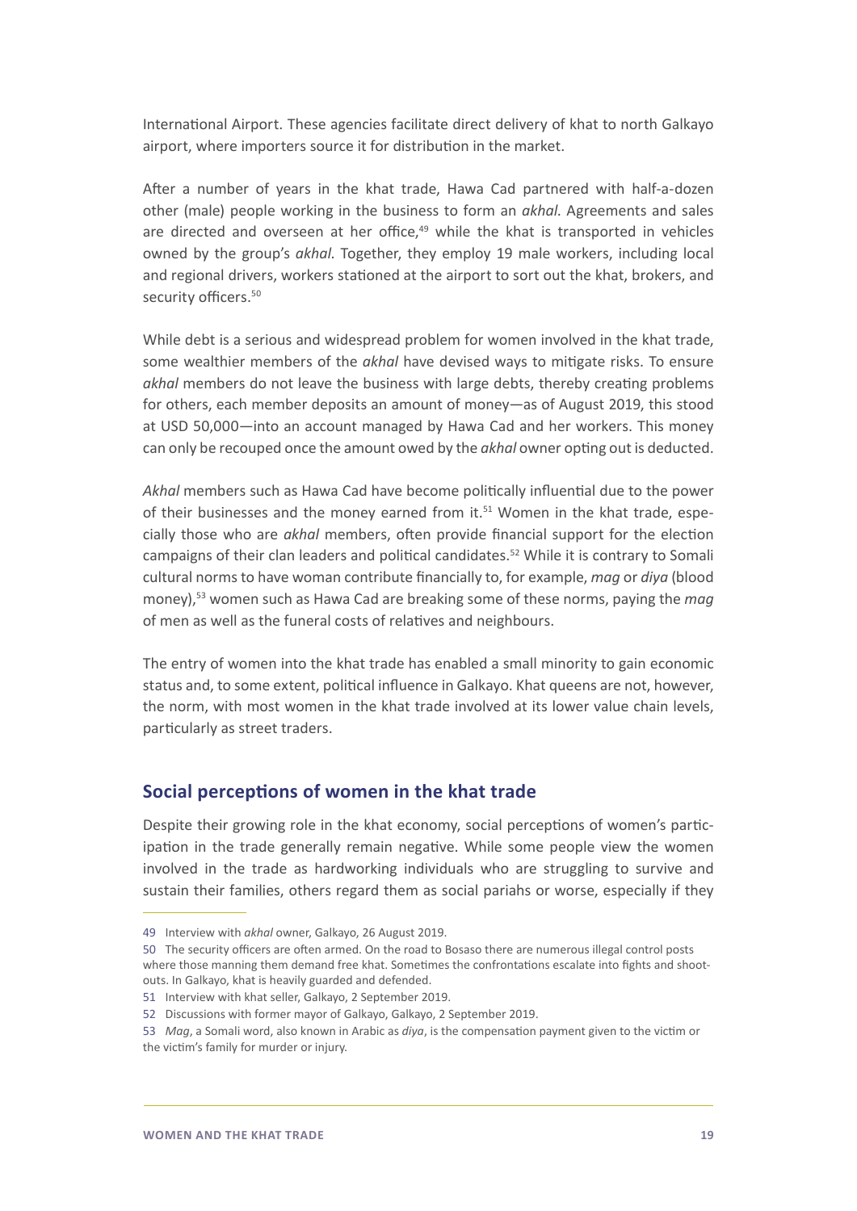International Airport. These agencies facilitate direct delivery of khat to north Galkayo airport, where importers source it for distribution in the market.

After a number of years in the khat trade, Hawa Cad partnered with half-a-dozen other (male) people working in the business to form an *akhal*. Agreements and sales are directed and overseen at her office,[49] while the khat is transported in vehicles owned by the group's *akhal*. Together, they employ 19 male workers, including local and regional drivers, workers stationed at the airport to sort out the khat, brokers, and security officers.[50]

While debt is a serious and widespread problem for women involved in the khat trade, some wealthier members of the *akhal* have devised ways to mitigate risks. To ensure *akhal* members do not leave the business with large debts, thereby creating problems for others, each member deposits an amount of money—as of August 2019, this stood at USD 50,000—into an account managed by Hawa Cad and her workers. This money can only be recouped once the amount owed by the *akhal* owner opting out is deducted.

*Akhal* members such as Hawa Cad have become politically influential due to the power of their businesses and the money earned from it.[51] Women in the khat trade, especially those who are *akhal* members, often provide financial support for the election campaigns of their clan leaders and political candidates.[52] While it is contrary to Somali cultural norms to have woman contribute financially to, for example, *mag* or *diya* (blood money),[53] women such as Hawa Cad are breaking some of these norms, paying the *mag* of men as well as the funeral costs of relatives and neighbours.

The entry of women into the khat trade has enabled a small minority to gain economic status and, to some extent, political influence in Galkayo. Khat queens are not, however, the norm, with most women in the khat trade involved at its lower value chain levels, particularly as street traders.

## Social perceptions of women in the khat trade

Despite their growing role in the khat economy, social perceptions of women's participation in the trade generally remain negative. While some people view the women involved in the trade as hardworking individuals who are struggling to survive and sustain their families, others regard them as social pariahs or worse, especially if they

---

49 Interview with *akhal* owner, Galkayo, 26 August 2019.

50 The security officers are often armed. On the road to Bosaso there are numerous illegal control posts where those manning them demand free khat. Sometimes the confrontations escalate into fights and shoot-outs. In Galkayo, khat is heavily guarded and defended.

51 Interview with khat seller, Galkayo, 2 September 2019.

52 Discussions with former mayor of Galkayo, Galkayo, 2 September 2019.

53 *Mag*, a Somali word, also known in Arabic as *diya*, is the compensation payment given to the victim or the victim's family for murder or injury.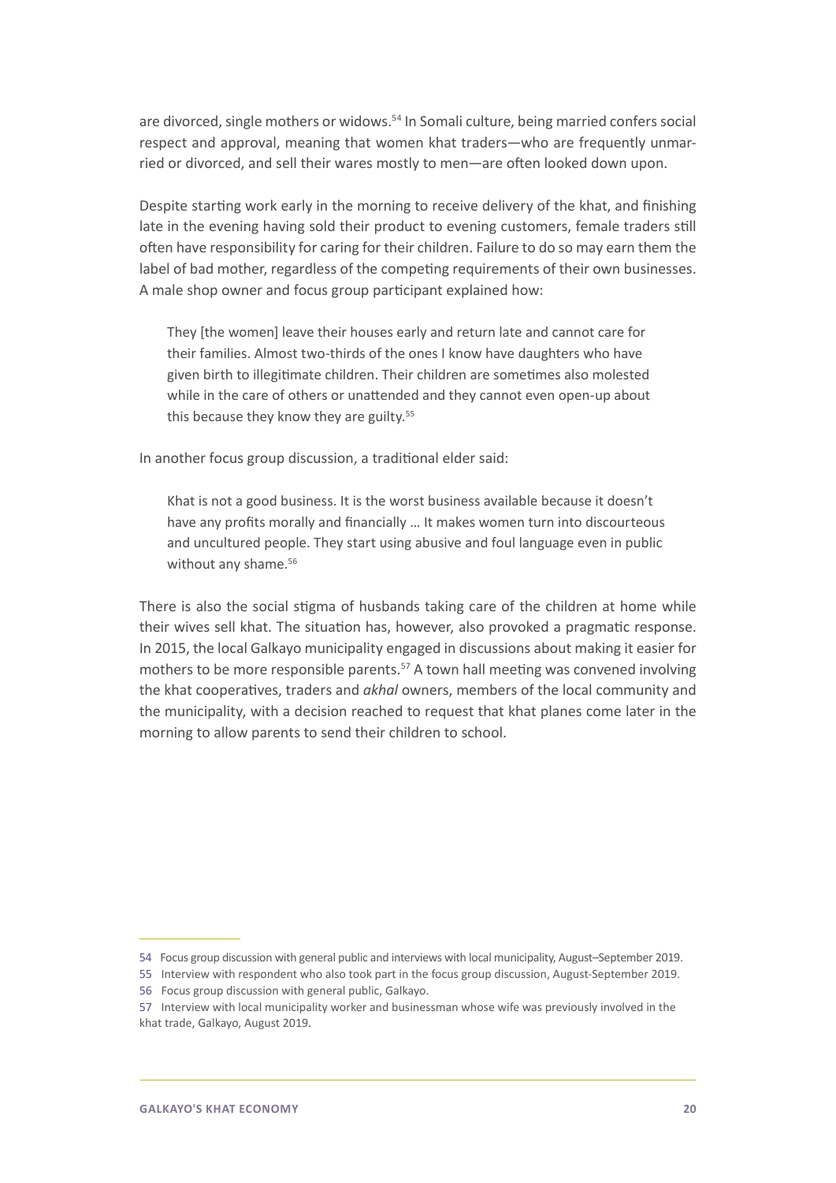are divorced, single mothers or widows.[54] In Somali culture, being married confers social respect and approval, meaning that women khat traders—who are frequently unmarried or divorced, and sell their wares mostly to men—are often looked down upon.

Despite starting work early in the morning to receive delivery of the khat, and finishing late in the evening having sold their product to evening customers, female traders still often have responsibility for caring for their children. Failure to do so may earn them the label of bad mother, regardless of the competing requirements of their own businesses. A male shop owner and focus group participant explained how:

> They [the women] leave their houses early and return late and cannot care for their families. Almost two-thirds of the ones I know have daughters who have given birth to illegitimate children. Their children are sometimes also molested while in the care of others or unattended and they cannot even open-up about this because they know they are guilty.[55]

In another focus group discussion, a traditional elder said:

> Khat is not a good business. It is the worst business available because it doesn't have any profits morally and financially … It makes women turn into discourteous and uncultured people. They start using abusive and foul language even in public without any shame.[56]

There is also the social stigma of husbands taking care of the children at home while their wives sell khat. The situation has, however, also provoked a pragmatic response. In 2015, the local Galkayo municipality engaged in discussions about making it easier for mothers to be more responsible parents.[57] A town hall meeting was convened involving the khat cooperatives, traders and *akhal* owners, members of the local community and the municipality, with a decision reached to request that khat planes come later in the morning to allow parents to send their children to school.

---

54 Focus group discussion with general public and interviews with local municipality, August–September 2019.

55 Interview with respondent who also took part in the focus group discussion, August-September 2019.

56 Focus group discussion with general public, Galkayo.

57 Interview with local municipality worker and businessman whose wife was previously involved in the khat trade, Galkayo, August 2019.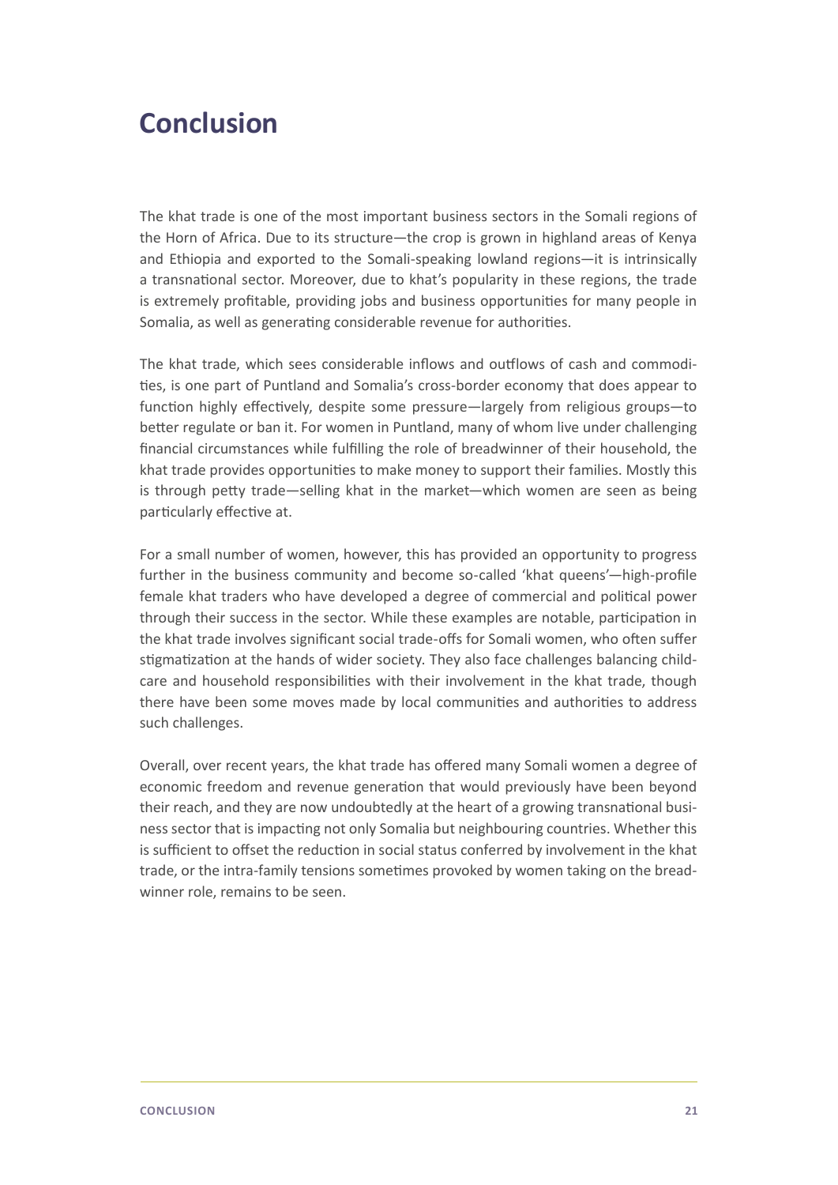# Conclusion

The khat trade is one of the most important business sectors in the Somali regions of the Horn of Africa. Due to its structure—the crop is grown in highland areas of Kenya and Ethiopia and exported to the Somali-speaking lowland regions—it is intrinsically a transnational sector. Moreover, due to khat's popularity in these regions, the trade is extremely profitable, providing jobs and business opportunities for many people in Somalia, as well as generating considerable revenue for authorities.

The khat trade, which sees considerable inflows and outflows of cash and commodities, is one part of Puntland and Somalia's cross-border economy that does appear to function highly effectively, despite some pressure—largely from religious groups—to better regulate or ban it. For women in Puntland, many of whom live under challenging financial circumstances while fulfilling the role of breadwinner of their household, the khat trade provides opportunities to make money to support their families. Mostly this is through petty trade—selling khat in the market—which women are seen as being particularly effective at.

For a small number of women, however, this has provided an opportunity to progress further in the business community and become so-called 'khat queens'—high-profile female khat traders who have developed a degree of commercial and political power through their success in the sector. While these examples are notable, participation in the khat trade involves significant social trade-offs for Somali women, who often suffer stigmatization at the hands of wider society. They also face challenges balancing childcare and household responsibilities with their involvement in the khat trade, though there have been some moves made by local communities and authorities to address such challenges.

Overall, over recent years, the khat trade has offered many Somali women a degree of economic freedom and revenue generation that would previously have been beyond their reach, and they are now undoubtedly at the heart of a growing transnational business sector that is impacting not only Somalia but neighbouring countries. Whether this is sufficient to offset the reduction in social status conferred by involvement in the khat trade, or the intra-family tensions sometimes provoked by women taking on the breadwinner role, remains to be seen.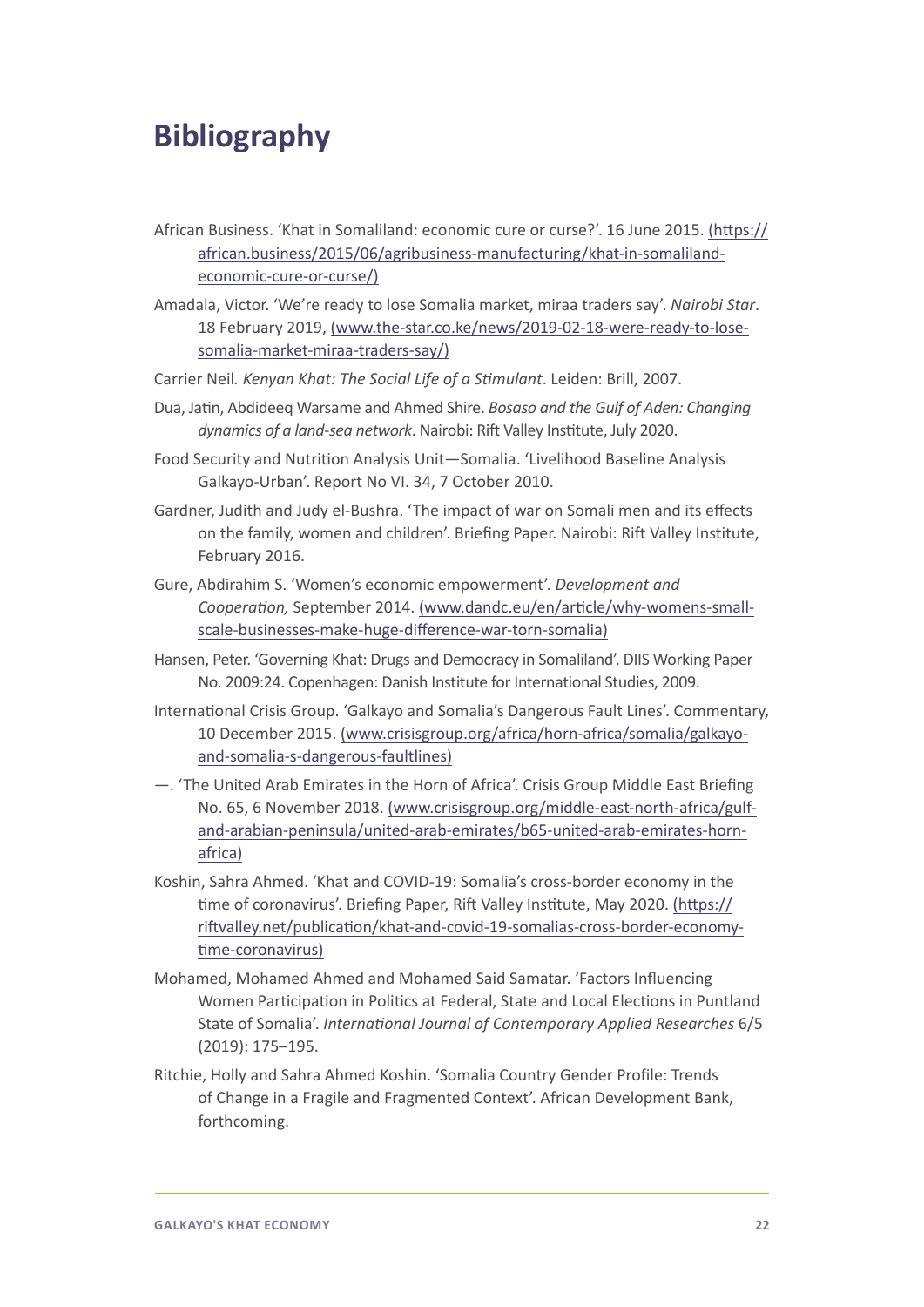# Bibliography

African Business. 'Khat in Somaliland: economic cure or curse?'. 16 June 2015. (https://african.business/2015/06/agribusiness-manufacturing/khat-in-somaliland-economic-cure-or-curse/)

Amadala, Victor. 'We're ready to lose Somalia market, miraa traders say'. *Nairobi Star*. 18 February 2019, (www.the-star.co.ke/news/2019-02-18-were-ready-to-lose-somalia-market-miraa-traders-say/)

Carrier Neil. *Kenyan Khat: The Social Life of a Stimulant*. Leiden: Brill, 2007.

Dua, Jatin, Abdideeq Warsame and Ahmed Shire. *Bosaso and the Gulf of Aden: Changing dynamics of a land-sea network*. Nairobi: Rift Valley Institute, July 2020.

Food Security and Nutrition Analysis Unit—Somalia. 'Livelihood Baseline Analysis Galkayo-Urban'. Report No VI. 34, 7 October 2010.

Gardner, Judith and Judy el-Bushra. 'The impact of war on Somali men and its effects on the family, women and children'. Briefing Paper. Nairobi: Rift Valley Institute, February 2016.

Gure, Abdirahim S. 'Women's economic empowerment'. *Development and Cooperation,* September 2014. (www.dandc.eu/en/article/why-womens-small-scale-businesses-make-huge-difference-war-torn-somalia)

Hansen, Peter. 'Governing Khat: Drugs and Democracy in Somaliland'. DIIS Working Paper No. 2009:24. Copenhagen: Danish Institute for International Studies, 2009.

International Crisis Group. 'Galkayo and Somalia's Dangerous Fault Lines'. Commentary, 10 December 2015. (www.crisisgroup.org/africa/horn-africa/somalia/galkayo-and-somalia-s-dangerous-faultlines)

—. 'The United Arab Emirates in the Horn of Africa'. Crisis Group Middle East Briefing No. 65, 6 November 2018. (www.crisisgroup.org/middle-east-north-africa/gulf-and-arabian-peninsula/united-arab-emirates/b65-united-arab-emirates-horn-africa)

Koshin, Sahra Ahmed. 'Khat and COVID-19: Somalia's cross-border economy in the time of coronavirus'. Briefing Paper, Rift Valley Institute, May 2020. (https://riftvalley.net/publication/khat-and-covid-19-somalias-cross-border-economy-time-coronavirus)

Mohamed, Mohamed Ahmed and Mohamed Said Samatar. 'Factors Influencing Women Participation in Politics at Federal, State and Local Elections in Puntland State of Somalia'. *International Journal of Contemporary Applied Researches* 6/5 (2019): 175–195.

Ritchie, Holly and Sahra Ahmed Koshin. 'Somalia Country Gender Profile: Trends of Change in a Fragile and Fragmented Context'. African Development Bank, forthcoming.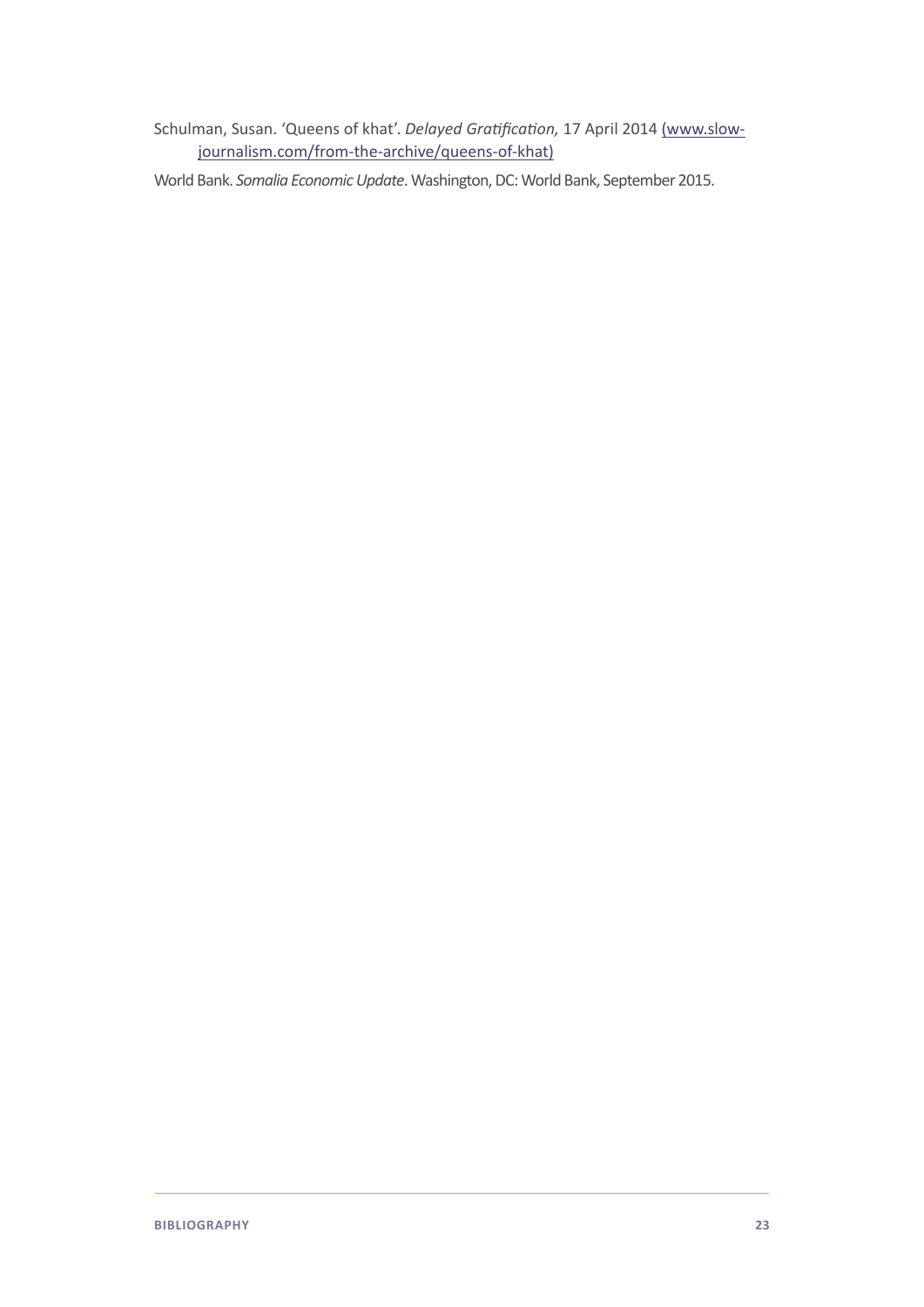Schulman, Susan. 'Queens of khat'. *Delayed Gratification,* 17 April 2014 (www.slow-journalism.com/from-the-archive/queens-of-khat)

World Bank. *Somalia Economic Update*. Washington, DC: World Bank, September 2015.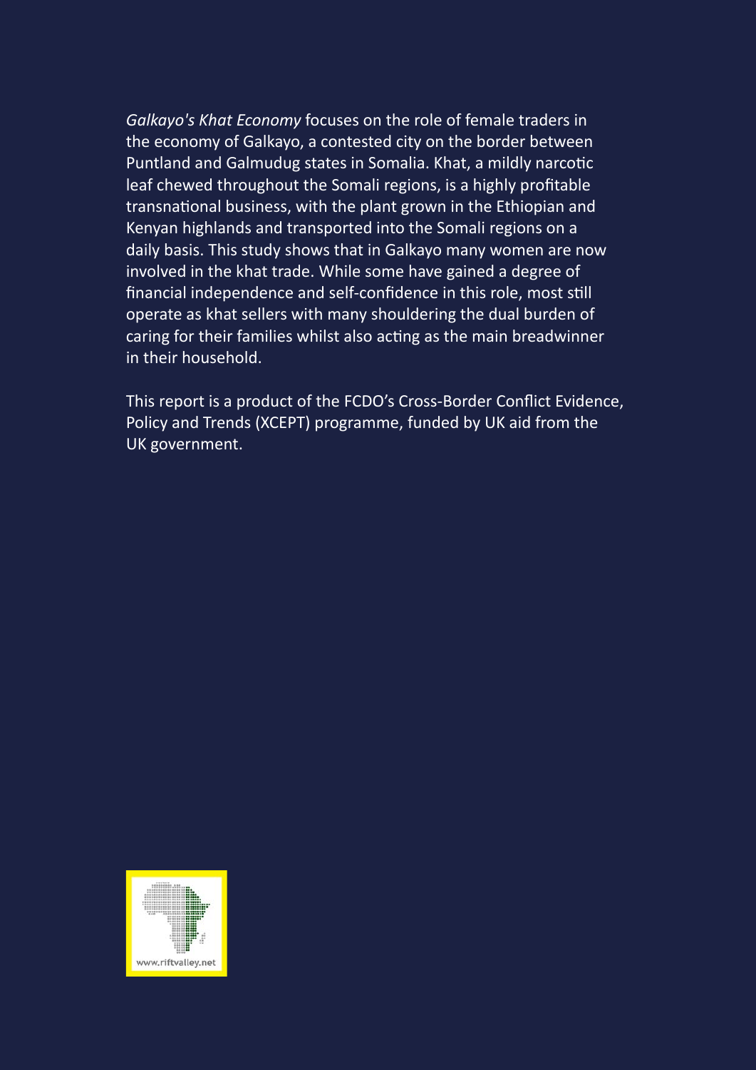*Galkayo's Khat Economy* focuses on the role of female traders in the economy of Galkayo, a contested city on the border between Puntland and Galmudug states in Somalia. Khat, a mildly narcotic leaf chewed throughout the Somali regions, is a highly profitable transnational business, with the plant grown in the Ethiopian and Kenyan highlands and transported into the Somali regions on a daily basis. This study shows that in Galkayo many women are now involved in the khat trade. While some have gained a degree of financial independence and self-confidence in this role, most still operate as khat sellers with many shouldering the dual burden of caring for their families whilst also acting as the main breadwinner in their household.

This report is a product of the FCDO's Cross-Border Conflict Evidence, Policy and Trends (XCEPT) programme, funded by UK aid from the UK government.

www.riftvalley.net